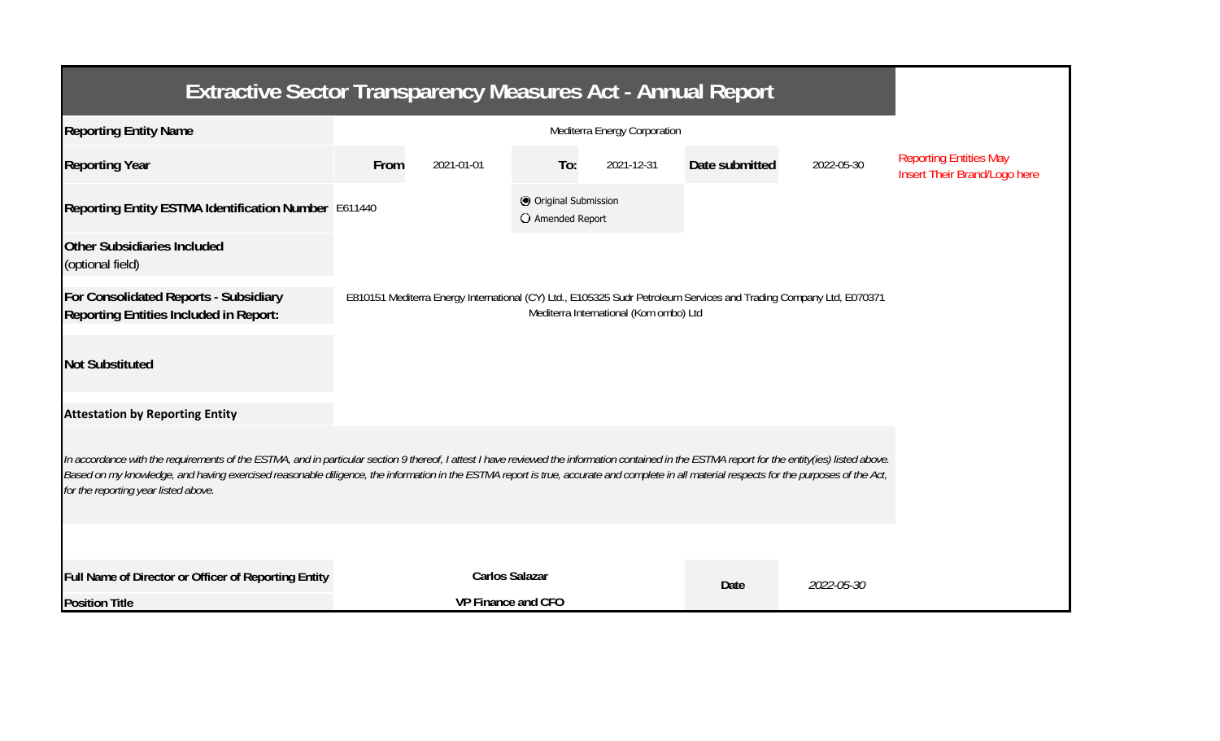# Extractive Sector Transparency Measures Act - Annual Report

| | | | | | | |
|---|---|---|---|---|---|---|
| **Reporting Entity Name** | Mediterra Energy Corporation | | | | | Reporting Entities May Insert Their Brand/Logo here |
| **Reporting Year** | **From** 2021-01-01 | **To:** 2021-12-31 | | **Date submitted** | 2022-05-30 | |
| **Reporting Entity ESTMA Identification Number** | E611440 | ◉ Original Submission<br>○ Amended Report | | | | |
| **Other Subsidiaries Included** (optional field) | | | | | | |
| **For Consolidated Reports - Subsidiary Reporting Entities Included in Report:** | E810151 Mediterra Energy International (CY) Ltd., E105325 Sudr Petroleum Services and Trading Company Ltd, E070371 Mediterra International (Kom ombo) Ltd | | | | | |
| **Not Substituted** | | | | | | |

**Attestation by Reporting Entity**

*In accordance with the requirements of the ESTMA, and in particular section 9 thereof, I attest I have reviewed the information contained in the ESTMA report for the entity(ies) listed above. Based on my knowledge, and having exercised reasonable diligence, the information in the ESTMA report is true, accurate and complete in all material respects for the purposes of the Act, for the reporting year listed above.*

| | | | |
|---|---|---|---|
| **Full Name of Director or Officer of Reporting Entity** | **Carlos Salazar** | **Date** | *2022-05-30* |
| **Position Title** | **VP Finance and CFO** | | |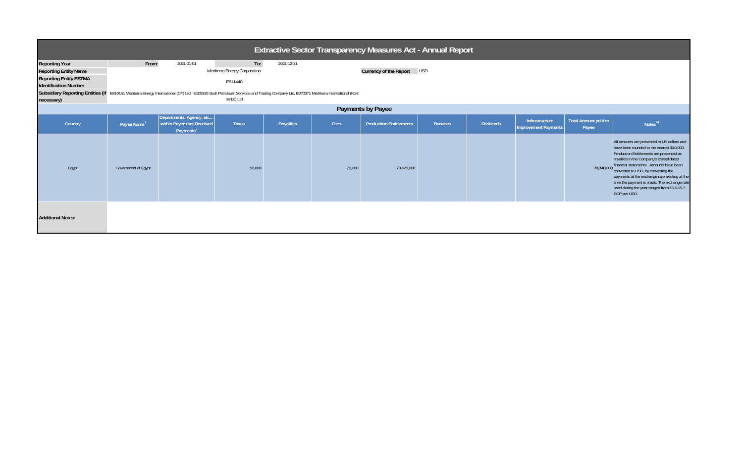# Extractive Sector Transparency Measures Act - Annual Report

| | | | | |
|---|---|---|---|---|
| **Reporting Year** | From: | 2021-01-01 | To: | 2021-12-31 |
| **Reporting Entity Name** | Mediterra Energy Corporation | | **Currency of the Report** | USD |
| **Reporting Entity ESTMA Identification Number** | E611440 | | | |
| **Subsidiary Reporting Entities (if necessary)** | E810151 Mediterra Energy International (CY) Ltd., E105325 Sudr Petroleum Services and Trading Company Ltd, E070371 Mediterra International (Kom ombo) Ltd | | | |

## Payments by Payee

| Country | Payee Name[1] | Departments, Agency, etc… within Payee that Received Payments[2] | Taxes | Royalties | Fees | Production Entitlements | Bonuses | Dividends | Infrastructure Improvement Payments | Total Amount paid to Payee | Notes[34] |
|---|---|---|---|---|---|---|---|---|---|---|---|
| Egypt | Government of Egypt | | 50,000 | | 70,000 | 73,620,000 | | | | 73,740,000 | All amounts are presented in US dollars and have been rounded to the nearest $10,000. Production Entitlements are presented as royalties in the Company's consolidated financial statements. Amounts have been converted to USD, by converting the payments at the exchange rate existing at the time the payment is made. The exchange rate used during the year ranged from 15.6-15.7 EGP per USD. |

**Additional Notes:**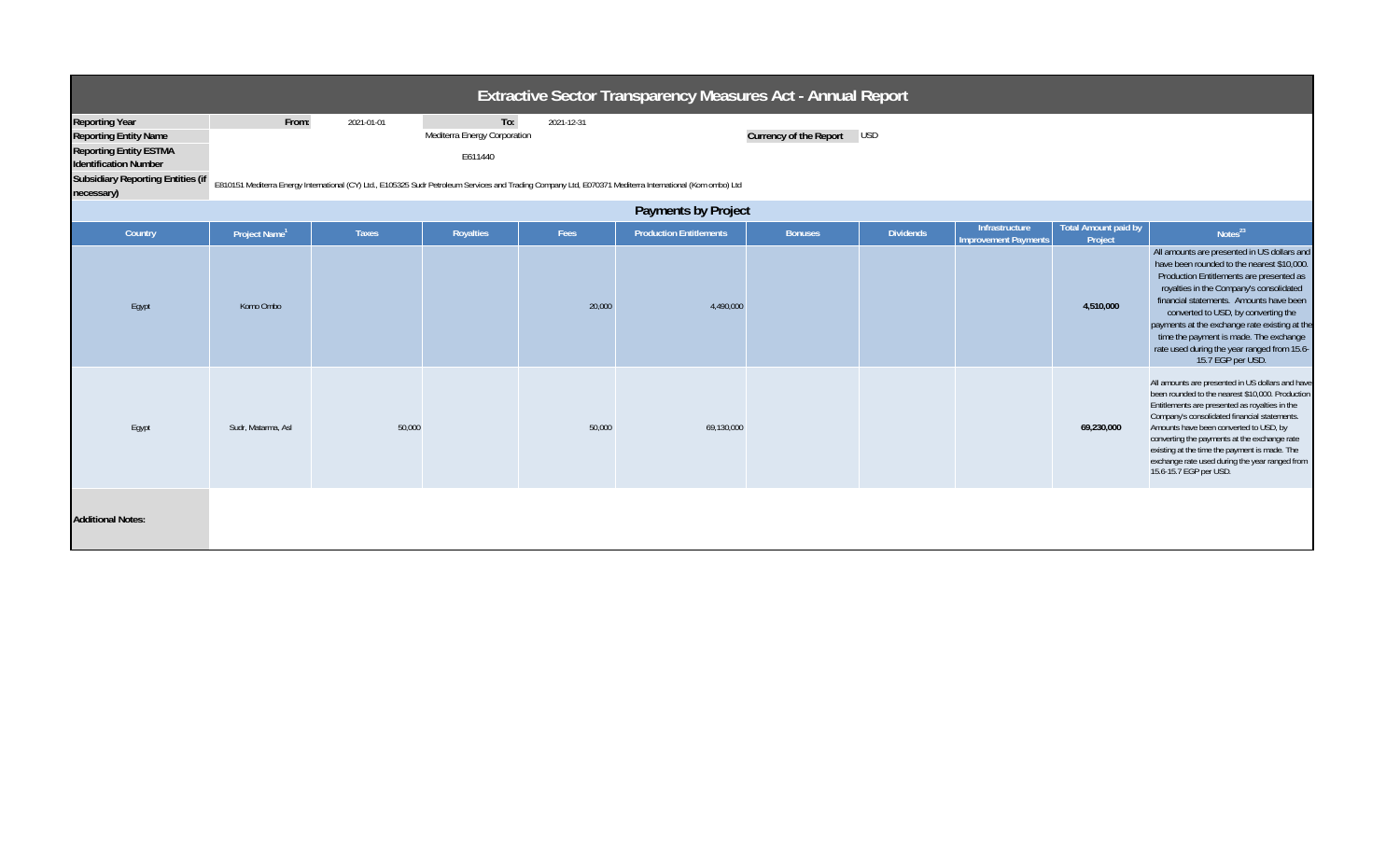# Extractive Sector Transparency Measures Act - Annual Report

| | | | | | |
|---|---|---|---|---|---|
| **Reporting Year** | From: | 2021-01-01 | To: | 2021-12-31 | |
| **Reporting Entity Name** | | Mediterra Energy Corporation | | **Currency of the Report** | USD |
| **Reporting Entity ESTMA Identification Number** | | E611440 | | | |
| **Subsidiary Reporting Entities (if necessary)** | E810151 Mediterra Energy International (CY) Ltd., E105325 Sudr Petroleum Services and Trading Company Ltd, E070371 Mediterra International (Kom ombo) Ltd | | | | |

## Payments by Project

| Country | Project Name[1] | Taxes | Royalties | Fees | Production Entitlements | Bonuses | Dividends | Infrastructure Improvement Payments | Total Amount paid by Project | Notes[23] |
|---|---|---|---|---|---|---|---|---|---|---|
| Egypt | Komo Ombo | | | 20,000 | 4,490,000 | | | | **4,510,000** | All amounts are presented in US dollars and have been rounded to the nearest $10,000. Production Entitlements are presented as royalties in the Company's consolidated financial statements. Amounts have been converted to USD, by converting the payments at the exchange rate existing at the time the payment is made. The exchange rate used during the year ranged from 15.6-15.7 EGP per USD. |
| Egypt | Sudr, Matarma, Asl | 50,000 | | 50,000 | 69,130,000 | | | | **69,230,000** | All amounts are presented in US dollars and have been rounded to the nearest $10,000. Production Entitlements are presented as royalties in the Company's consolidated financial statements. Amounts have been converted to USD, by converting the payments at the exchange rate existing at the time the payment is made. The exchange rate used during the year ranged from 15.6-15.7 EGP per USD. |

**Additional Notes:**